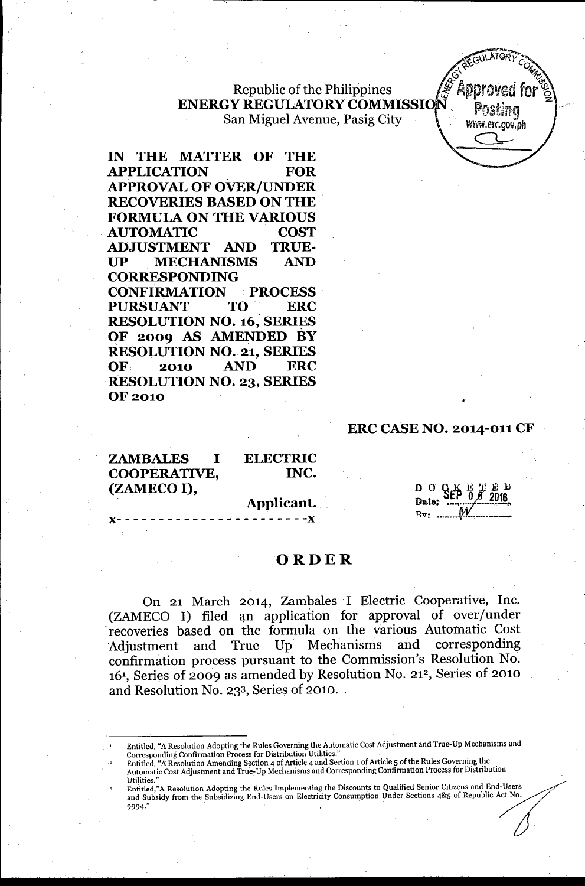Republic of the Philippines
**ENERGY REGULATORY COMMISSION**
San Miguel Avenue, Pasig City

**IN THE MATTER OF THE APPLICATION FOR APPROVAL OF OVER/UNDER RECOVERIES BASED ON THE FORMULA ON THE VARIOUS AUTOMATIC COST ADJUSTMENT AND TRUE-UP MECHANISMS AND CORRESPONDING CONFIRMATION PROCESS PURSUANT TO ERC RESOLUTION NO. 16, SERIES OF 2009 AS AMENDED BY RESOLUTION NO. 21, SERIES OF 2010 AND ERC RESOLUTION NO. 23, SERIES OF 2010**

**ERC CASE NO. 2014-011 CF**

**ZAMBALES I ELECTRIC COOPERATIVE, INC. (ZAMECO I),**
**Applicant.**

x- - - - - - - - - - - - - - - - - - - - - - -x

DOCKETED
Date: SEP 06 2016
By: ......

## ORDER

On 21 March 2014, Zambales I Electric Cooperative, Inc. (ZAMECO I) filed an application for approval of over/under recoveries based on the formula on the various Automatic Cost Adjustment and True Up Mechanisms and corresponding confirmation process pursuant to the Commission's Resolution No. 16[1], Series of 2009 as amended by Resolution No. 21[2], Series of 2010 and Resolution No. 23[3], Series of 2010.

---

[1] Entitled, "A Resolution Adopting the Rules Governing the Automatic Cost Adjustment and True-Up Mechanisms and Corresponding Confirmation Process for Distribution Utilities."

[2] Entitled, "A Resolution Amending Section 4 of Article 4 and Section 1 of Article 5 of the Rules Governing the Automatic Cost Adjustment and True-Up Mechanisms and Corresponding Confirmation Process for Distribution Utilities."

[3] Entitled, "A Resolution Adopting the Rules Implementing the Discounts to Qualified Senior Citizens and End-Users and Subsidy from the Subsidizing End-Users on Electricity Consumption Under Sections 4&5 of Republic Act No. 9994."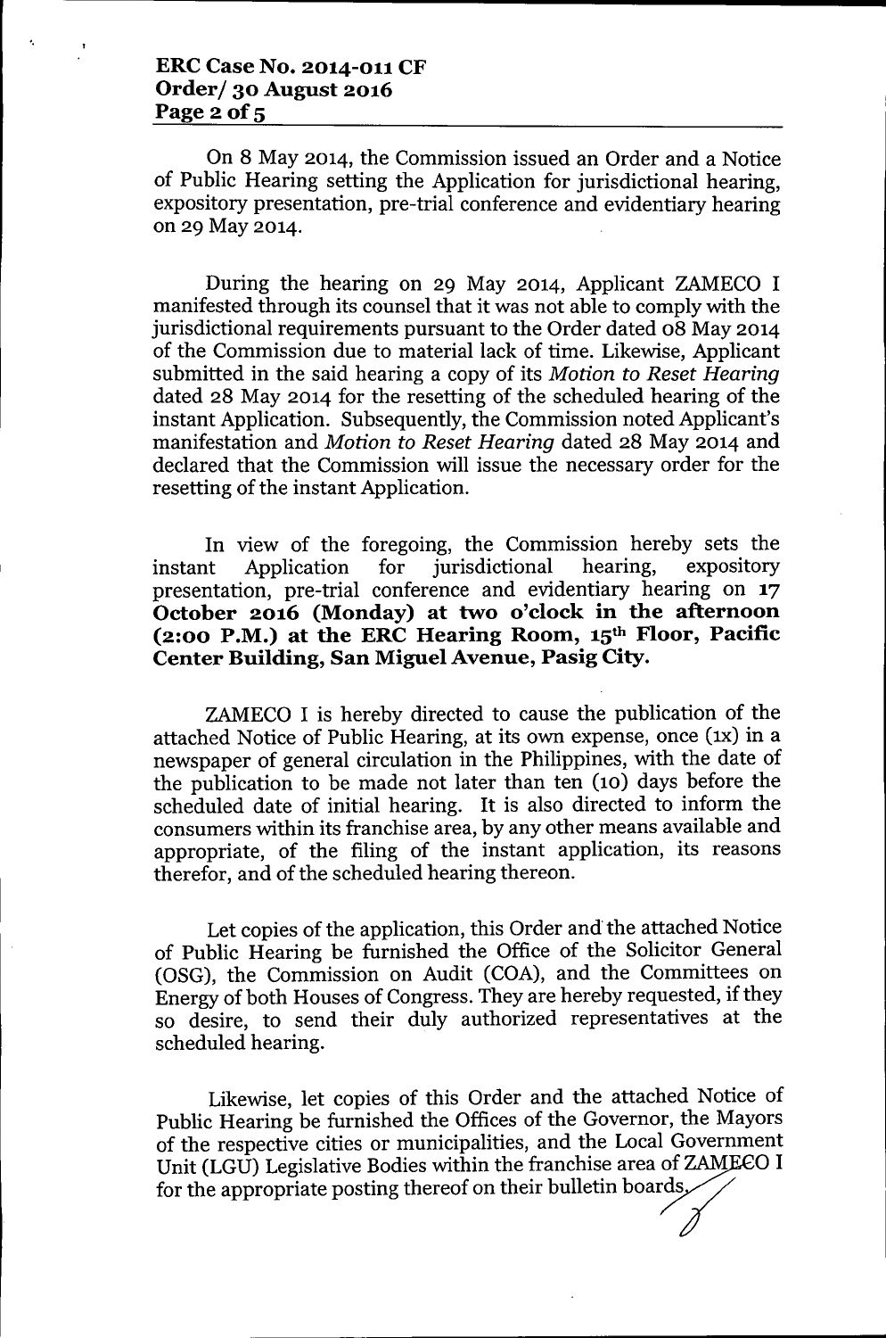On 8 May 2014, the Commission issued an Order and a Notice of Public Hearing setting the Application for jurisdictional hearing, expository presentation, pre-trial conference and evidentiary hearing on 29 May 2014.

During the hearing on 29 May 2014, Applicant ZAMECO I manifested through its counsel that it was not able to comply with the jurisdictional requirements pursuant to the Order dated 08 May 2014 of the Commission due to material lack of time. Likewise, Applicant submitted in the said hearing a copy of its *Motion to Reset Hearing* dated 28 May 2014 for the resetting of the scheduled hearing of the instant Application. Subsequently, the Commission noted Applicant's manifestation and *Motion to Reset Hearing* dated 28 May 2014 and declared that the Commission will issue the necessary order for the resetting of the instant Application.

In view of the foregoing, the Commission hereby sets the instant Application for jurisdictional hearing, expository presentation, pre-trial conference and evidentiary hearing on **17 October 2016 (Monday) at two o'clock in the afternoon (2:00 P.M.) at the ERC Hearing Room, 15th Floor, Pacific Center Building, San Miguel Avenue, Pasig City.**

ZAMECO I is hereby directed to cause the publication of the attached Notice of Public Hearing, at its own expense, once (1x) in a newspaper of general circulation in the Philippines, with the date of the publication to be made not later than ten (10) days before the scheduled date of initial hearing. It is also directed to inform the consumers within its franchise area, by any other means available and appropriate, of the filing of the instant application, its reasons therefor, and of the scheduled hearing thereon.

Let copies of the application, this Order and the attached Notice of Public Hearing be furnished the Office of the Solicitor General (OSG), the Commission on Audit (COA), and the Committees on Energy of both Houses of Congress. They are hereby requested, if they so desire, to send their duly authorized representatives at the scheduled hearing.

Likewise, let copies of this Order and the attached Notice of Public Hearing be furnished the Offices of the Governor, the Mayors of the respective cities or municipalities, and the Local Government Unit (LGU) Legislative Bodies within the franchise area of ZAMECO I for the appropriate posting thereof on their bulletin boards.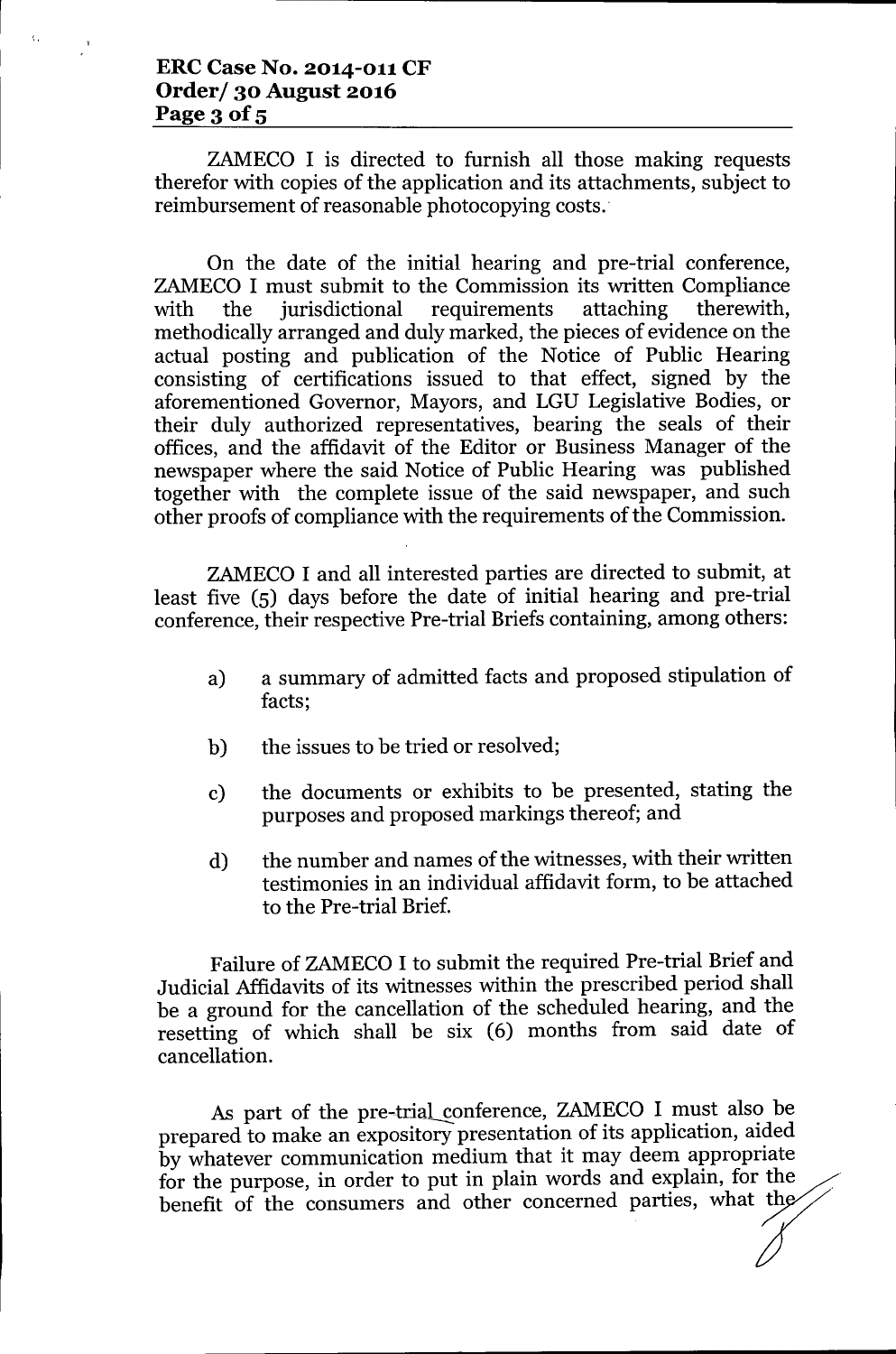ZAMECO I is directed to furnish all those making requests therefor with copies of the application and its attachments, subject to reimbursement of reasonable photocopying costs.

On the date of the initial hearing and pre-trial conference, ZAMECO I must submit to the Commission its written Compliance with the jurisdictional requirements attaching therewith, methodically arranged and duly marked, the pieces of evidence on the actual posting and publication of the Notice of Public Hearing consisting of certifications issued to that effect, signed by the aforementioned Governor, Mayors, and LGU Legislative Bodies, or their duly authorized representatives, bearing the seals of their offices, and the affidavit of the Editor or Business Manager of the newspaper where the said Notice of Public Hearing was published together with the complete issue of the said newspaper, and such other proofs of compliance with the requirements of the Commission.

ZAMECO I and all interested parties are directed to submit, at least five (5) days before the date of initial hearing and pre-trial conference, their respective Pre-trial Briefs containing, among others:

a) a summary of admitted facts and proposed stipulation of facts;

b) the issues to be tried or resolved;

c) the documents or exhibits to be presented, stating the purposes and proposed markings thereof; and

d) the number and names of the witnesses, with their written testimonies in an individual affidavit form, to be attached to the Pre-trial Brief.

Failure of ZAMECO I to submit the required Pre-trial Brief and Judicial Affidavits of its witnesses within the prescribed period shall be a ground for the cancellation of the scheduled hearing, and the resetting of which shall be six (6) months from said date of cancellation.

As part of the pre-trial conference, ZAMECO I must also be prepared to make an expository presentation of its application, aided by whatever communication medium that it may deem appropriate for the purpose, in order to put in plain words and explain, for the benefit of the consumers and other concerned parties, what the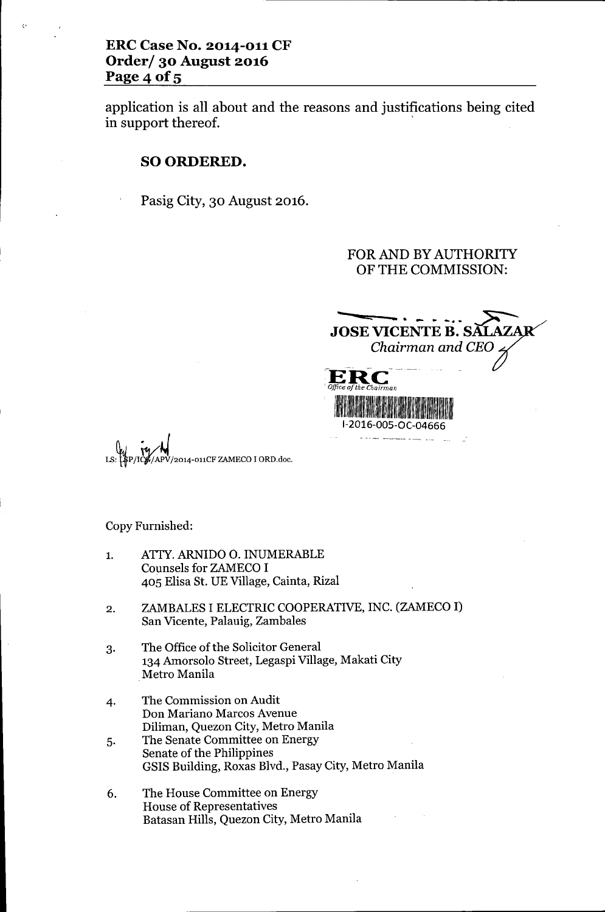application is all about and the reasons and justifications being cited in support thereof.

**SO ORDERED.**

Pasig City, 30 August 2016.

FOR AND BY AUTHORITY
OF THE COMMISSION:

**JOSE VICENTE B. SALAZAR**
*Chairman and CEO*

**ERC**
*Office of the Chairman*
I-2016-005-OC-04666

LS: LSP/ICG/APV/2014-011CF ZAMECO I ORD.doc.

Copy Furnished:

1. ATTY. ARNIDO O. INUMERABLE
   Counsels for ZAMECO I
   405 Elisa St. UE Village, Cainta, Rizal

2. ZAMBALES I ELECTRIC COOPERATIVE, INC. (ZAMECO I)
   San Vicente, Palauig, Zambales

3. The Office of the Solicitor General
   134 Amorsolo Street, Legaspi Village, Makati City
   Metro Manila

4. The Commission on Audit
   Don Mariano Marcos Avenue
   Diliman, Quezon City, Metro Manila

5. The Senate Committee on Energy
   Senate of the Philippines
   GSIS Building, Roxas Blvd., Pasay City, Metro Manila

6. The House Committee on Energy
   House of Representatives
   Batasan Hills, Quezon City, Metro Manila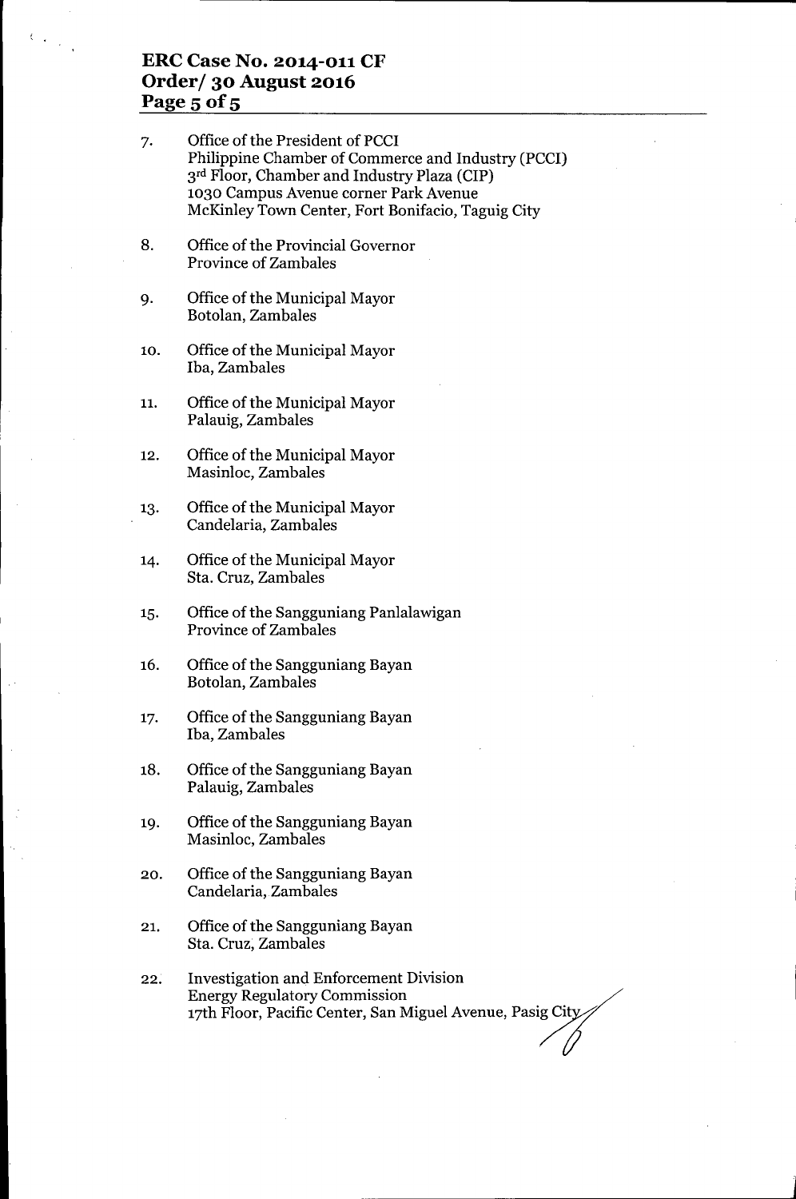7. Office of the President of PCCI
   Philippine Chamber of Commerce and Industry (PCCI)
   3rd Floor, Chamber and Industry Plaza (CIP)
   1030 Campus Avenue corner Park Avenue
   McKinley Town Center, Fort Bonifacio, Taguig City

8. Office of the Provincial Governor
   Province of Zambales

9. Office of the Municipal Mayor
   Botolan, Zambales

10. Office of the Municipal Mayor
    Iba, Zambales

11. Office of the Municipal Mayor
    Palauig, Zambales

12. Office of the Municipal Mayor
    Masinloc, Zambales

13. Office of the Municipal Mayor
    Candelaria, Zambales

14. Office of the Municipal Mayor
    Sta. Cruz, Zambales

15. Office of the Sangguniang Panlalawigan
    Province of Zambales

16. Office of the Sangguniang Bayan
    Botolan, Zambales

17. Office of the Sangguniang Bayan
    Iba, Zambales

18. Office of the Sangguniang Bayan
    Palauig, Zambales

19. Office of the Sangguniang Bayan
    Masinloc, Zambales

20. Office of the Sangguniang Bayan
    Candelaria, Zambales

21. Office of the Sangguniang Bayan
    Sta. Cruz, Zambales

22. Investigation and Enforcement Division
    Energy Regulatory Commission
    17th Floor, Pacific Center, San Miguel Avenue, Pasig City